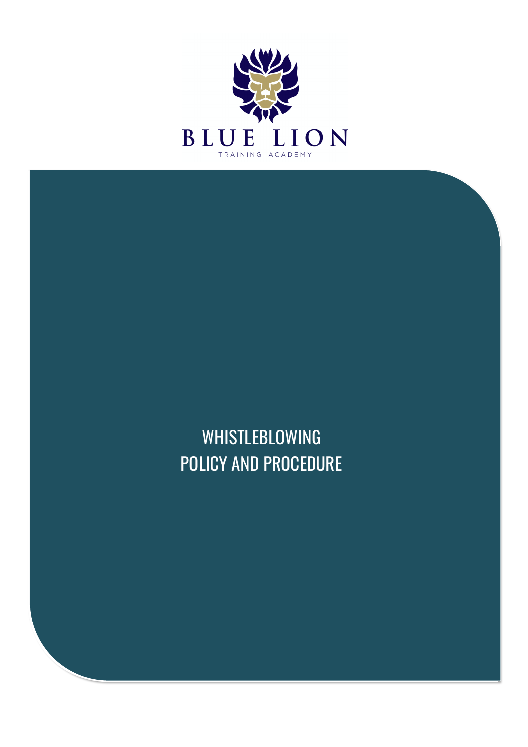BLUE LION

TRAINING ACADEMY

# WHISTLEBLOWING POLICY AND PROCEDURE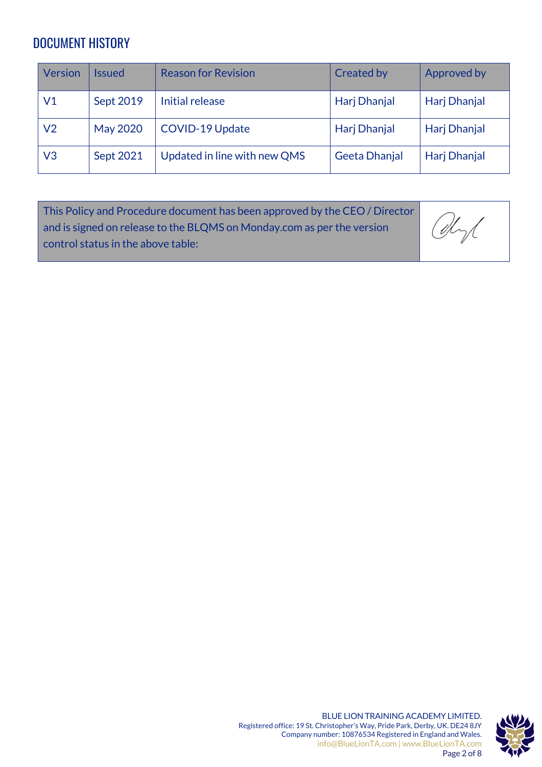## DOCUMENT HISTORY

| Version | Issued | Reason for Revision | Created by | Approved by |
|---|---|---|---|---|
| V1 | Sept 2019 | Initial release | Harj Dhanjal | Harj Dhanjal |
| V2 | May 2020 | COVID-19 Update | Harj Dhanjal | Harj Dhanjal |
| V3 | Sept 2021 | Updated in line with new QMS | Geeta Dhanjal | Harj Dhanjal |

| This Policy and Procedure document has been approved by the CEO / Director and is signed on release to the BLQMS on Monday.com as per the version control status in the above table: | |
|---|---|

BLUE LION TRAINING ACADEMY LIMITED.
Registered office: 19 St. Christopher's Way, Pride Park, Derby, UK. DE24 8JY
Company number: 10876534 Registered in England and Wales.
info@BlueLionTA.com | www.BlueLionTA.com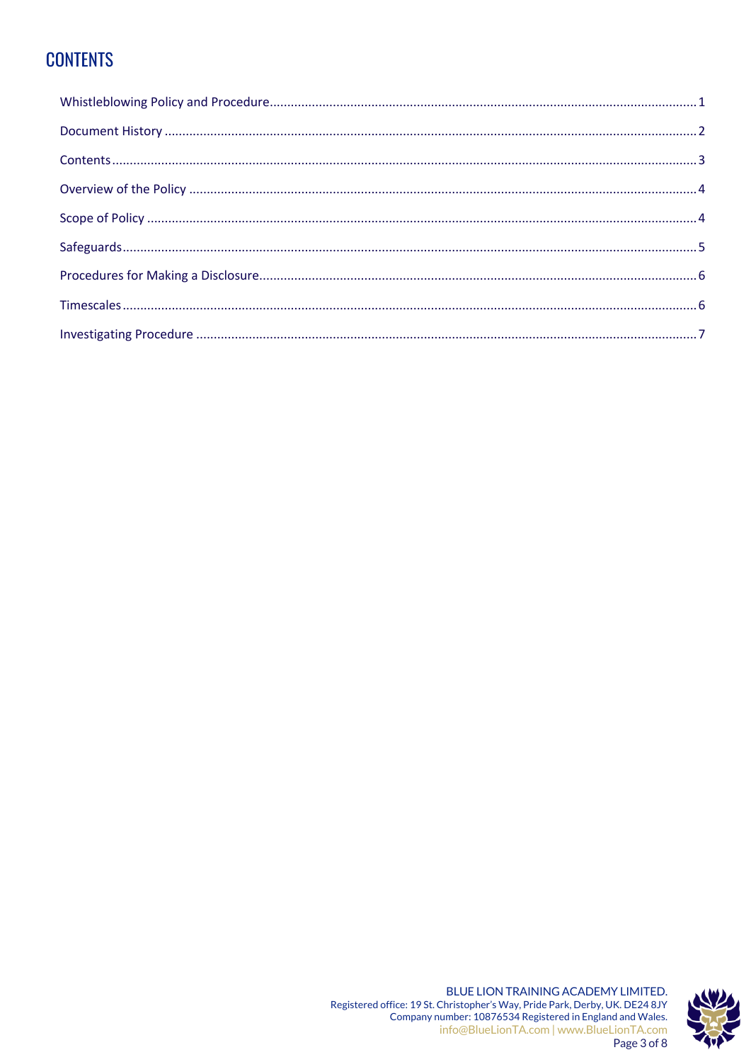# CONTENTS

Whistleblowing Policy and Procedure........................................................................................................................1

Document History .....................................................................................................................................................2

Contents....................................................................................................................................................................3

Overview of the Policy .............................................................................................................................................4

Scope of Policy .........................................................................................................................................................4

Safeguards................................................................................................................................................................5

Procedures for Making a Disclosure..........................................................................................................................6

Timescales.................................................................................................................................................................6

Investigating Procedure ............................................................................................................................................7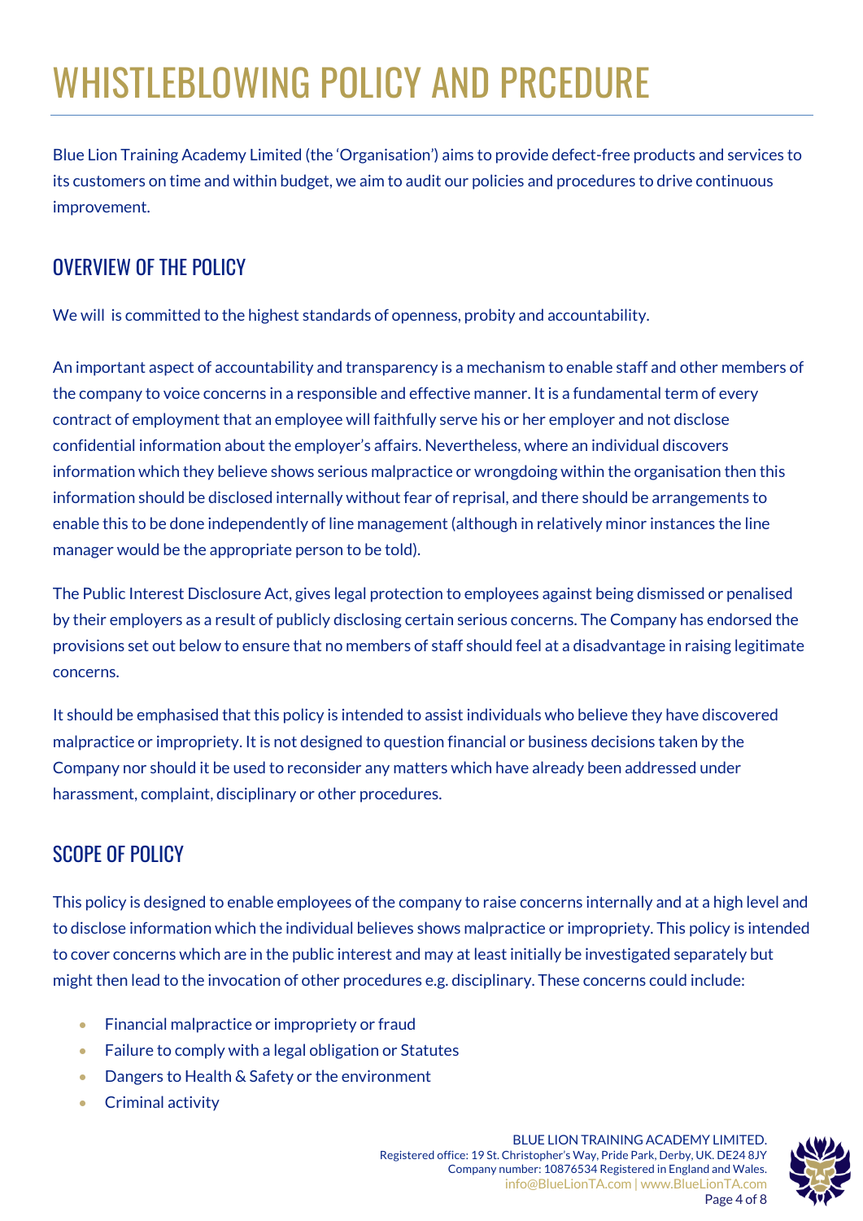# WHISTLEBLOWING POLICY AND PRCEDURE

Blue Lion Training Academy Limited (the 'Organisation') aims to provide defect-free products and services to its customers on time and within budget, we aim to audit our policies and procedures to drive continuous improvement.

## OVERVIEW OF THE POLICY

We will is committed to the highest standards of openness, probity and accountability.

An important aspect of accountability and transparency is a mechanism to enable staff and other members of the company to voice concerns in a responsible and effective manner. It is a fundamental term of every contract of employment that an employee will faithfully serve his or her employer and not disclose confidential information about the employer's affairs. Nevertheless, where an individual discovers information which they believe shows serious malpractice or wrongdoing within the organisation then this information should be disclosed internally without fear of reprisal, and there should be arrangements to enable this to be done independently of line management (although in relatively minor instances the line manager would be the appropriate person to be told).

The Public Interest Disclosure Act, gives legal protection to employees against being dismissed or penalised by their employers as a result of publicly disclosing certain serious concerns. The Company has endorsed the provisions set out below to ensure that no members of staff should feel at a disadvantage in raising legitimate concerns.

It should be emphasised that this policy is intended to assist individuals who believe they have discovered malpractice or impropriety. It is not designed to question financial or business decisions taken by the Company nor should it be used to reconsider any matters which have already been addressed under harassment, complaint, disciplinary or other procedures.

## SCOPE OF POLICY

This policy is designed to enable employees of the company to raise concerns internally and at a high level and to disclose information which the individual believes shows malpractice or impropriety. This policy is intended to cover concerns which are in the public interest and may at least initially be investigated separately but might then lead to the invocation of other procedures e.g. disciplinary. These concerns could include:

- Financial malpractice or impropriety or fraud
- Failure to comply with a legal obligation or Statutes
- Dangers to Health & Safety or the environment
- Criminal activity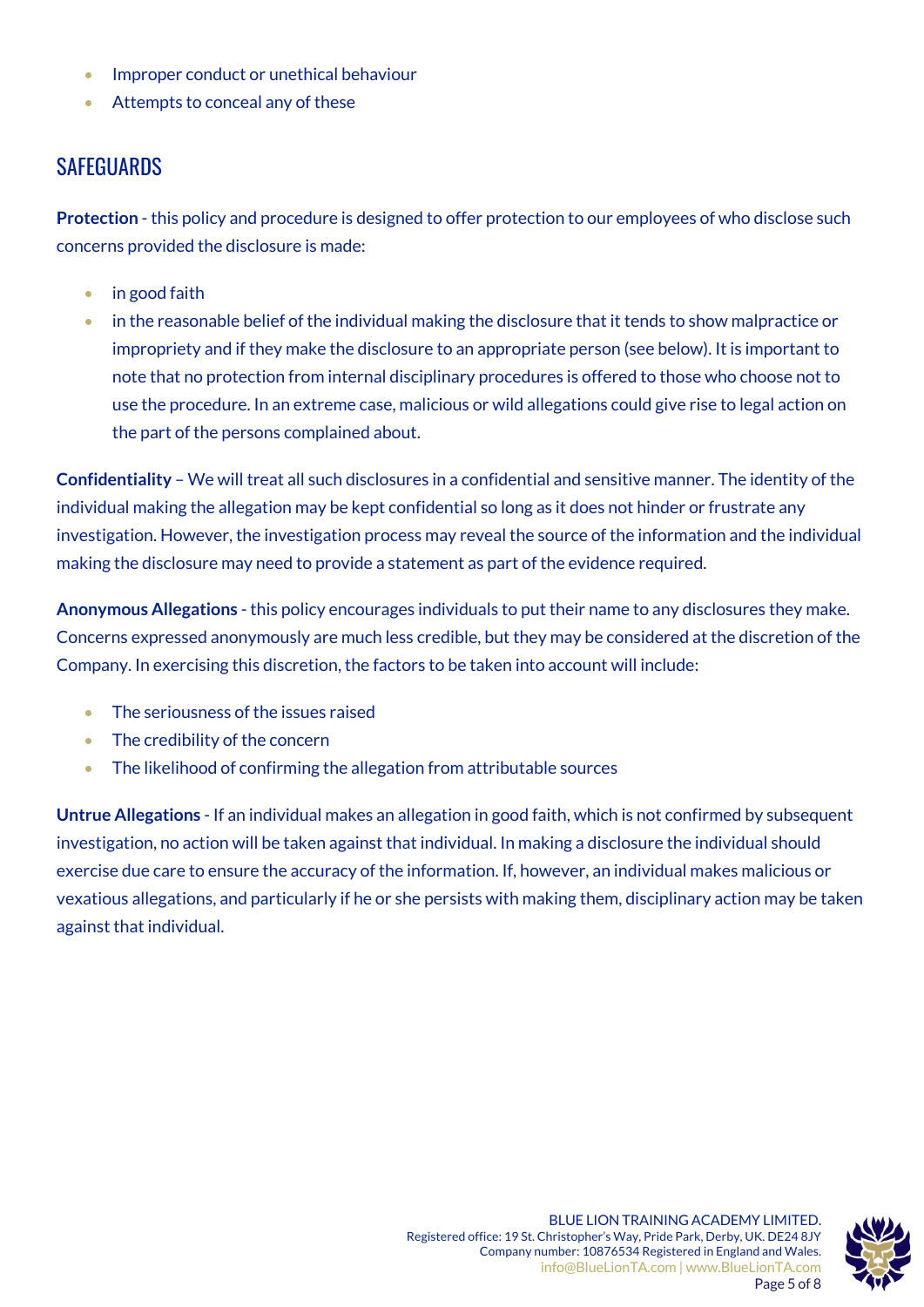- Improper conduct or unethical behaviour
- Attempts to conceal any of these

## SAFEGUARDS

**Protection** - this policy and procedure is designed to offer protection to our employees of who disclose such concerns provided the disclosure is made:

- in good faith
- in the reasonable belief of the individual making the disclosure that it tends to show malpractice or impropriety and if they make the disclosure to an appropriate person (see below). It is important to note that no protection from internal disciplinary procedures is offered to those who choose not to use the procedure. In an extreme case, malicious or wild allegations could give rise to legal action on the part of the persons complained about.

**Confidentiality** – We will treat all such disclosures in a confidential and sensitive manner. The identity of the individual making the allegation may be kept confidential so long as it does not hinder or frustrate any investigation. However, the investigation process may reveal the source of the information and the individual making the disclosure may need to provide a statement as part of the evidence required.

**Anonymous Allegations** - this policy encourages individuals to put their name to any disclosures they make. Concerns expressed anonymously are much less credible, but they may be considered at the discretion of the Company. In exercising this discretion, the factors to be taken into account will include:

- The seriousness of the issues raised
- The credibility of the concern
- The likelihood of confirming the allegation from attributable sources

**Untrue Allegations** - If an individual makes an allegation in good faith, which is not confirmed by subsequent investigation, no action will be taken against that individual. In making a disclosure the individual should exercise due care to ensure the accuracy of the information. If, however, an individual makes malicious or vexatious allegations, and particularly if he or she persists with making them, disciplinary action may be taken against that individual.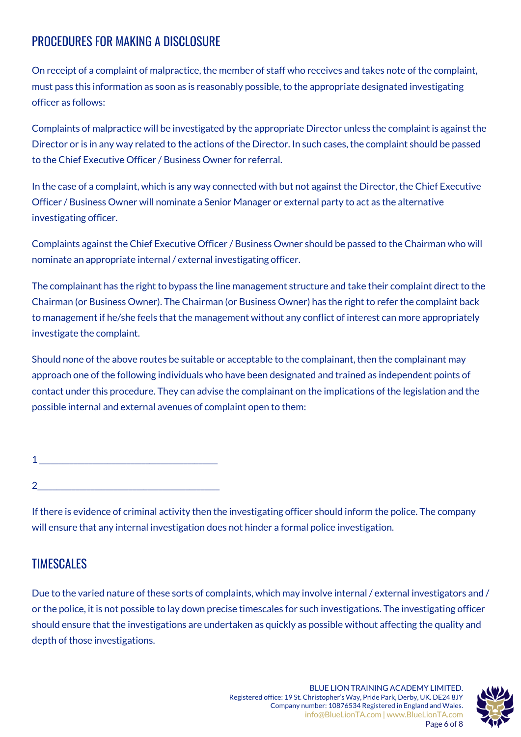## PROCEDURES FOR MAKING A DISCLOSURE

On receipt of a complaint of malpractice, the member of staff who receives and takes note of the complaint, must pass this information as soon as is reasonably possible, to the appropriate designated investigating officer as follows:

Complaints of malpractice will be investigated by the appropriate Director unless the complaint is against the Director or is in any way related to the actions of the Director. In such cases, the complaint should be passed to the Chief Executive Officer / Business Owner for referral.

In the case of a complaint, which is any way connected with but not against the Director, the Chief Executive Officer / Business Owner will nominate a Senior Manager or external party to act as the alternative investigating officer.

Complaints against the Chief Executive Officer / Business Owner should be passed to the Chairman who will nominate an appropriate internal / external investigating officer.

The complainant has the right to bypass the line management structure and take their complaint direct to the Chairman (or Business Owner). The Chairman (or Business Owner) has the right to refer the complaint back to management if he/she feels that the management without any conflict of interest can more appropriately investigate the complaint.

Should none of the above routes be suitable or acceptable to the complainant, then the complainant may approach one of the following individuals who have been designated and trained as independent points of contact under this procedure. They can advise the complainant on the implications of the legislation and the possible internal and external avenues of complaint open to them:

1 ____________________________________

2____________________________________

If there is evidence of criminal activity then the investigating officer should inform the police. The company will ensure that any internal investigation does not hinder a formal police investigation.

## TIMESCALES

Due to the varied nature of these sorts of complaints, which may involve internal / external investigators and / or the police, it is not possible to lay down precise timescales for such investigations. The investigating officer should ensure that the investigations are undertaken as quickly as possible without affecting the quality and depth of those investigations.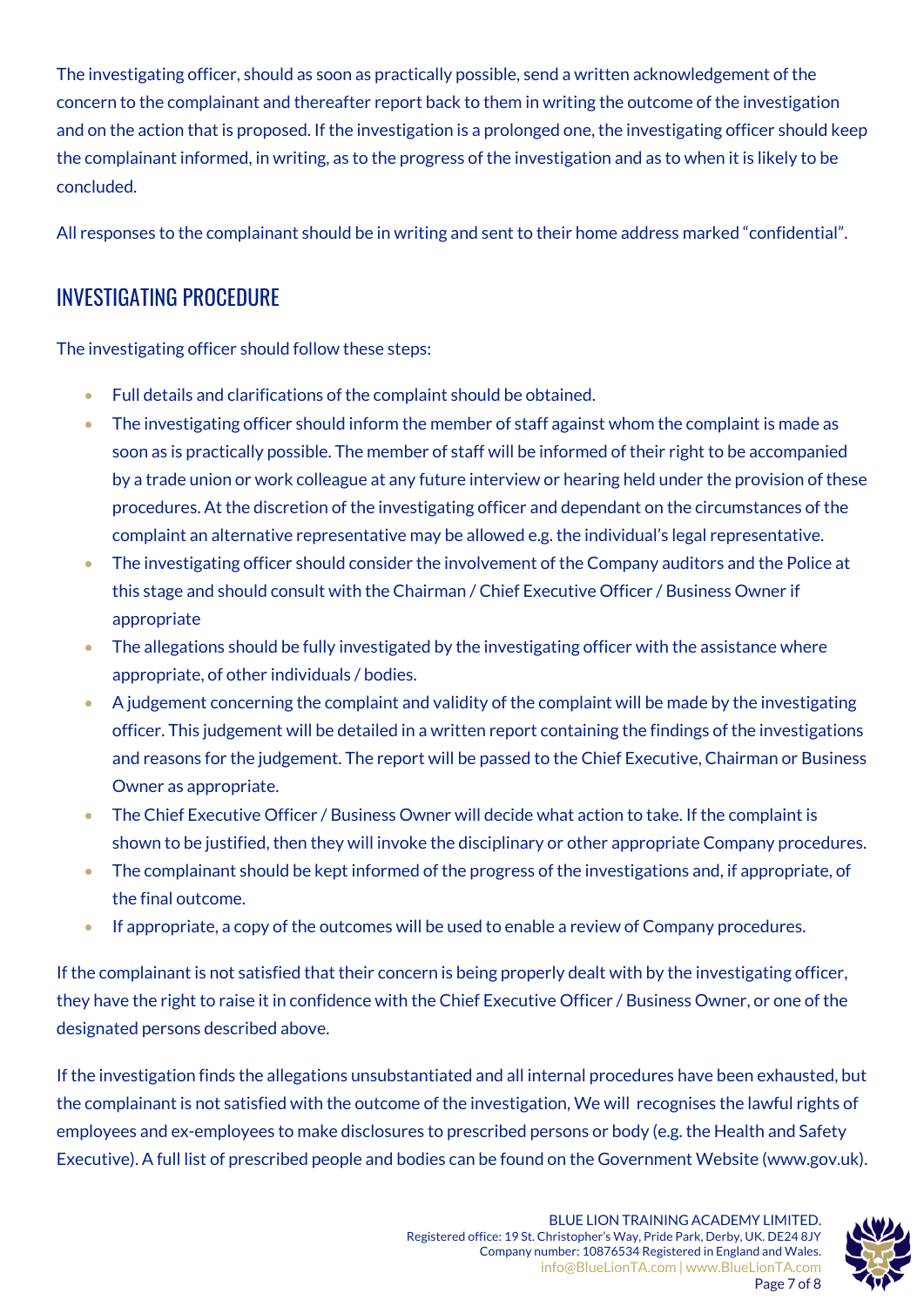The investigating officer, should as soon as practically possible, send a written acknowledgement of the concern to the complainant and thereafter report back to them in writing the outcome of the investigation and on the action that is proposed. If the investigation is a prolonged one, the investigating officer should keep the complainant informed, in writing, as to the progress of the investigation and as to when it is likely to be concluded.

All responses to the complainant should be in writing and sent to their home address marked "confidential".

## INVESTIGATING PROCEDURE

The investigating officer should follow these steps:

- Full details and clarifications of the complaint should be obtained.
- The investigating officer should inform the member of staff against whom the complaint is made as soon as is practically possible. The member of staff will be informed of their right to be accompanied by a trade union or work colleague at any future interview or hearing held under the provision of these procedures. At the discretion of the investigating officer and dependant on the circumstances of the complaint an alternative representative may be allowed e.g. the individual's legal representative.
- The investigating officer should consider the involvement of the Company auditors and the Police at this stage and should consult with the Chairman / Chief Executive Officer / Business Owner if appropriate
- The allegations should be fully investigated by the investigating officer with the assistance where appropriate, of other individuals / bodies.
- A judgement concerning the complaint and validity of the complaint will be made by the investigating officer. This judgement will be detailed in a written report containing the findings of the investigations and reasons for the judgement. The report will be passed to the Chief Executive, Chairman or Business Owner as appropriate.
- The Chief Executive Officer / Business Owner will decide what action to take. If the complaint is shown to be justified, then they will invoke the disciplinary or other appropriate Company procedures.
- The complainant should be kept informed of the progress of the investigations and, if appropriate, of the final outcome.
- If appropriate, a copy of the outcomes will be used to enable a review of Company procedures.

If the complainant is not satisfied that their concern is being properly dealt with by the investigating officer, they have the right to raise it in confidence with the Chief Executive Officer / Business Owner, or one of the designated persons described above.

If the investigation finds the allegations unsubstantiated and all internal procedures have been exhausted, but the complainant is not satisfied with the outcome of the investigation, We will recognises the lawful rights of employees and ex-employees to make disclosures to prescribed persons or body (e.g. the Health and Safety Executive). A full list of prescribed people and bodies can be found on the Government Website (www.gov.uk).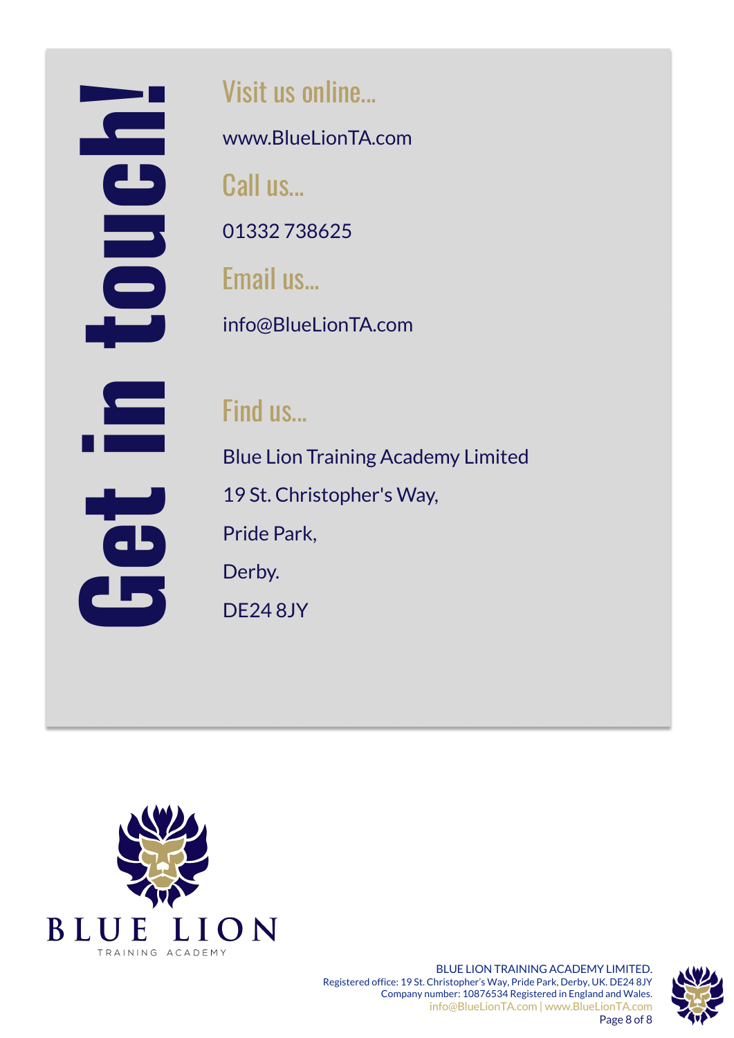# Get in touch!

## Visit us online...

www.BlueLionTA.com

## Call us...

01332 738625

## Email us...

info@BlueLionTA.com

## Find us...

Blue Lion Training Academy Limited

19 St. Christopher's Way,

Pride Park,

Derby.

DE24 8JY

BLUE LION

TRAINING ACADEMY